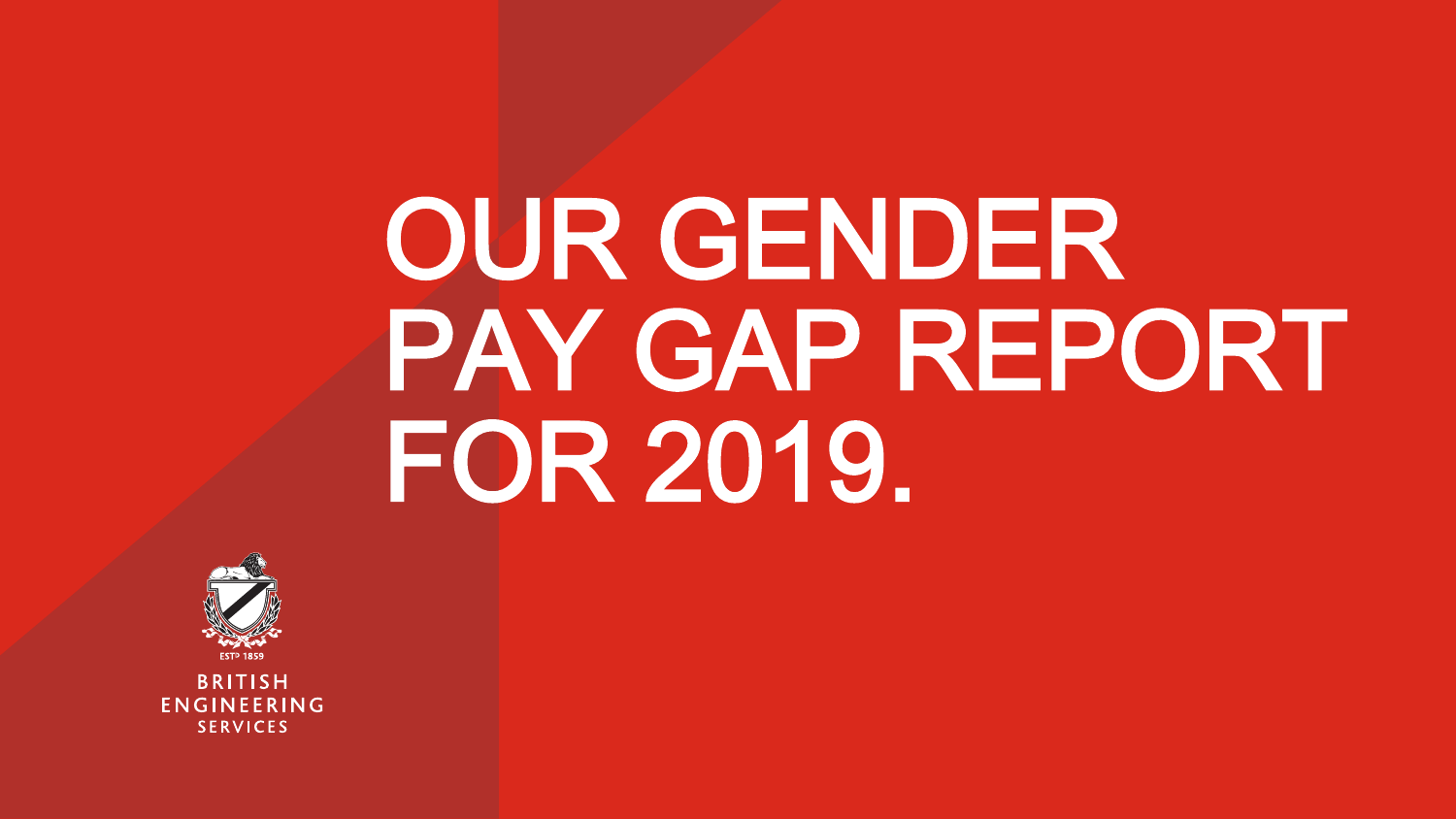# OUR GENDER PAY GAP REPORT FOR 2019.

ESTD 1859

BRITISH ENGINEERING SERVICES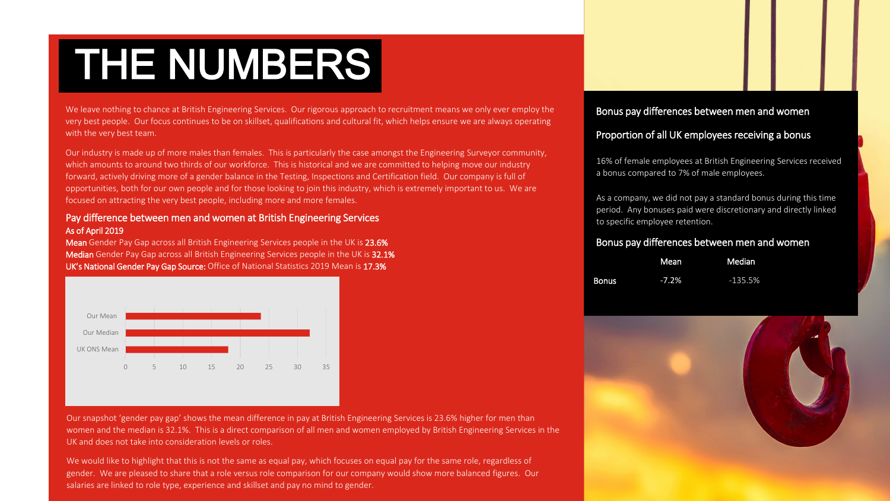# THE NUMBERS

We leave nothing to chance at British Engineering Services. Our rigorous approach to recruitment means we only ever employ the very best people. Our focus continues to be on skillset, qualifications and cultural fit, which helps ensure we are always operating with the very best team.

Our industry is made up of more males than females. This is particularly the case amongst the Engineering Surveyor community, which amounts to around two thirds of our workforce. This is historical and we are committed to helping move our industry forward, actively driving more of a gender balance in the Testing, Inspections and Certification field. Our company is full of opportunities, both for our own people and for those looking to join this industry, which is extremely important to us. We are focused on attracting the very best people, including more and more females.

## Pay difference between men and women at British Engineering Services

**As of April 2019**

**Mean** Gender Pay Gap across all British Engineering Services people in the UK is **23.6%**
**Median** Gender Pay Gap across all British Engineering Services people in the UK is **32.1%**
**UK's National Gender Pay Gap Source:** Office of National Statistics 2019 Mean is **17.3%**

| | Value |
|---|---|
| Our Mean | 23.6 |
| Our Median | 32.1 |
| UK ONS Mean | 17.3 |

Our snapshot 'gender pay gap' shows the mean difference in pay at British Engineering Services is 23.6% higher for men than women and the median is 32.1%. This is a direct comparison of all men and women employed by British Engineering Services in the UK and does not take into consideration levels or roles.

We would like to highlight that this is not the same as equal pay, which focuses on equal pay for the same role, regardless of gender. We are pleased to share that a role versus role comparison for our company would show more balanced figures. Our salaries are linked to role type, experience and skillset and pay no mind to gender.

## Bonus pay differences between men and women

## Proportion of all UK employees receiving a bonus

16% of female employees at British Engineering Services received a bonus compared to 7% of male employees.

As a company, we did not pay a standard bonus during this time period. Any bonuses paid were discretionary and directly linked to specific employee retention.

## Bonus pay differences between men and women

| | Mean | Median |
|---|---|---|
| Bonus | -7.2% | -135.5% |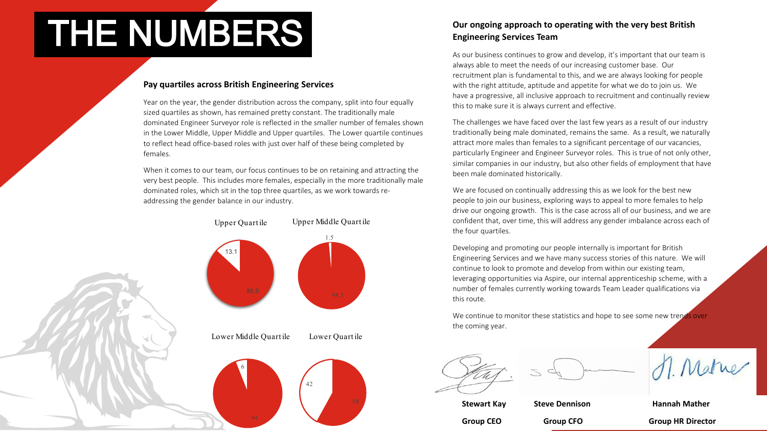# THE NUMBERS

## Pay quartiles across British Engineering Services

Year on the year, the gender distribution across the company, split into four equally sized quartiles as shown, has remained pretty constant. The traditionally male dominated Engineer Surveyor role is reflected in the smaller number of females shown in the Lower Middle, Upper Middle and Upper quartiles. The Lower quartile continues to reflect head office-based roles with just over half of these being completed by females.

When it comes to our team, our focus continues to be on retaining and attracting the very best people. This includes more females, especially in the more traditionally male dominated roles, which sit in the top three quartiles, as we work towards re-addressing the gender balance in our industry.

Upper Quartile
13.1
86.9

Upper Middle Quartile
1.5
98.5

Lower Middle Quartile
6
94

Lower Quartile
42
58

## Our ongoing approach to operating with the very best British Engineering Services Team

As our business continues to grow and develop, it's important that our team is always able to meet the needs of our increasing customer base. Our recruitment plan is fundamental to this, and we are always looking for people with the right attitude, aptitude and appetite for what we do to join us. We have a progressive, all inclusive approach to recruitment and continually review this to make sure it is always current and effective.

The challenges we have faced over the last few years as a result of our industry traditionally being male dominated, remains the same. As a result, we naturally attract more males than females to a significant percentage of our vacancies, particularly Engineer and Engineer Surveyor roles. This is true of not only other, similar companies in our industry, but also other fields of employment that have been male dominated historically.

We are focused on continually addressing this as we look for the best new people to join our business, exploring ways to appeal to more females to help drive our ongoing growth. This is the case across all of our business, and we are confident that, over time, this will address any gender imbalance across each of the four quartiles.

Developing and promoting our people internally is important for British Engineering Services and we have many success stories of this nature. We will continue to look to promote and develop from within our existing team, leveraging opportunities via Aspire, our internal apprenticeship scheme, with a number of females currently working towards Team Leader qualifications via this route.

We continue to monitor these statistics and hope to see some new trends over the coming year.

| Stewart Kay | Steve Dennison | Hannah Mather |
|---|---|---|
| Group CEO | Group CFO | Group HR Director |